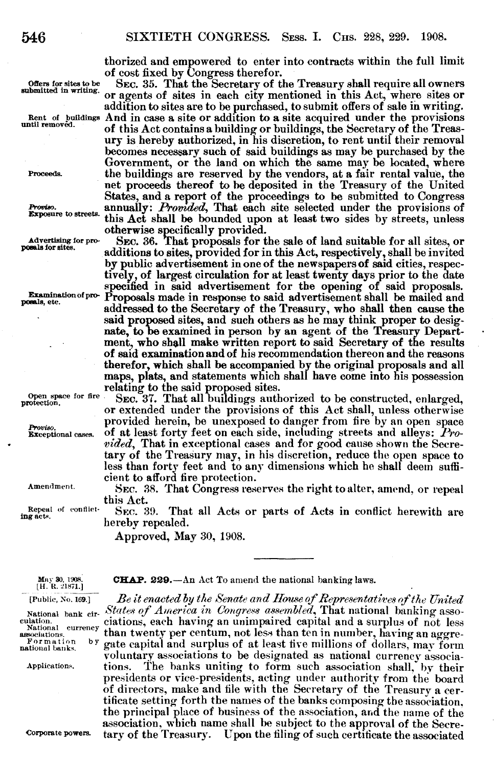thorized and empowered to enter into contracts within the full limit of cost fixed by Congress therefor.

Offers for sites to be submitted in writing.

SEC. 35. That the Secretary of the Treasury shall require all owners or agents of sites in each city mentioned in this Act, where sites or addition to sites are to be purchased, to submit offers of sale in writing.

Rent of buildings until removed.

And in case a site or addition to a site acquired under the provisions of this Act contains a building or buildings, the Secretary of the Treasury is hereby authorized, in his discretion, to rent until their removal becomes necessary such of said buildings as may be purchased by the Government, or the land on which the same may be located, where

Proceeds.

the buildings are reserved by the vendors, at a fair rental value, the net proceeds thereof to be deposited in the Treasury of the United States, and a report of the proceedings to be submitted to Congress

*Proviso.* Exposure to streets.

annually: *Provided*, That each site selected under the provisions of this Act shall be bounded upon at least two sides by streets, unless otherwise specifically provided.

Advertising for proposals for sites.

SEC. 36. That proposals for the sale of land suitable for all sites, or additions to sites, provided for in this Act, respectively, shall be invited by public advertisement in one of the newspapers of said cities, respectively, of largest circulation for at least twenty days prior to the date specified in said advertisement for the opening of said proposals.

Examination of proposals, etc.

Proposals made in response to said advertisement shall be mailed and addressed to the Secretary of the Treasury, who shall then cause the said proposed sites, and such others as he may think proper to designate, to be examined in person by an agent of the Treasury Department, who shall make written report to said Secretary of the results of said examination and of his recommendation thereon and the reasons therefor, which shall be accompanied by the original proposals and all maps, plats, and statements which shall have come into his possession relating to the said proposed sites.

Open space for fire protection.

SEC. 37. That all buildings authorized to be constructed, enlarged, or extended under the provisions of this Act shall, unless otherwise provided herein, be unexposed to danger from fire by an open space

*Proviso.* Exceptional cases.

of at least forty feet on each side, including streets and alleys: *Provided*, That in exceptional cases and for good cause shown the Secretary of the Treasury may, in his discretion, reduce the open space to less than forty feet and to any dimensions which he shall deem sufficient to afford fire protection.

Amendment.

SEC. 38. That Congress reserves the right to alter, amend, or repeal this Act.

Repeal of conflicting acts.

SEC. 39. That all Acts or parts of Acts in conflict herewith are hereby repealed.

Approved, May 30, 1908.

---

May 30, 1908. [H. R. 21871.] [Public, No. 169.]

**CHAP. 229.**—An Act To amend the national banking laws.

National bank circulation. National currency associations. Formation by national banks.

*Be it enacted by the Senate and House of Representatives of the United States of America in Congress assembled*, That national banking associations, each having an unimpaired capital and a surplus of not less than twenty per centum, not less than ten in number, having an aggregate capital and surplus of at least five millions of dollars, may form voluntary associations to be designated as national currency associa-

Applications.

tions. The banks uniting to form such association shall, by their presidents or vice-presidents, acting under authority from the board of directors, make and file with the Secretary of the Treasury a certificate setting forth the names of the banks composing the association, the principal place of business of the association, and the name of the association, which name shall be subject to the approval of the Secre-

Corporate powers.

tary of the Treasury. Upon the filing of such certificate the associated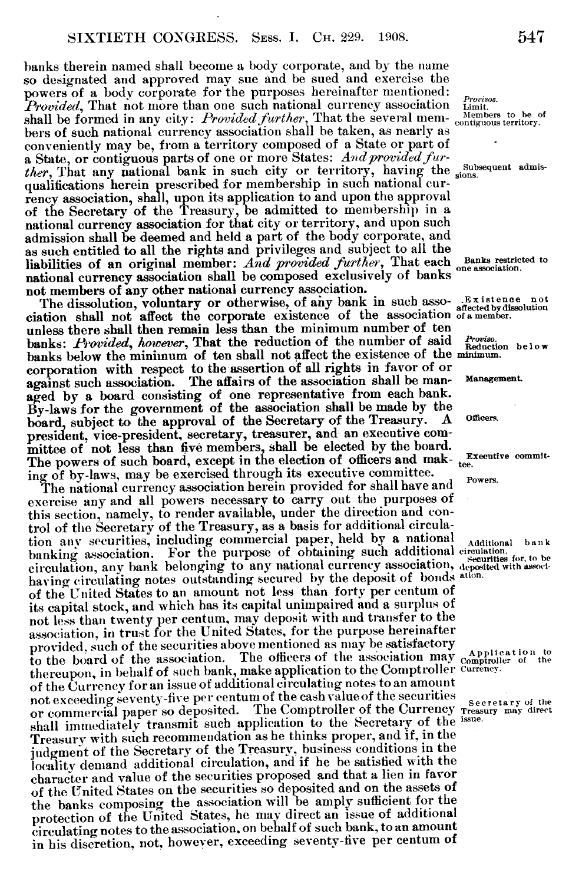banks therein named shall become a body corporate, and by the name so designated and approved may sue and be sued and exercise the powers of a body corporate for the purposes hereinafter mentioned: *Provided*, That not more than one such national currency association shall be formed in any city: *Provided further*, That the several members of such national currency association shall be taken, as nearly as conveniently may be, from a territory composed of a State or part of a State, or contiguous parts of one or more States: *And provided further*, That any national bank in such city or territory, having the qualifications herein prescribed for membership in such national currency association, shall, upon its application to and upon the approval of the Secretary of the Treasury, be admitted to membership in a national currency association for that city or territory, and upon such admission shall be deemed and held a part of the body corporate, and as such entitled to all the rights and privileges and subject to all the liabilities of an original member: *And provided further*, That each national currency association shall be composed exclusively of banks not members of any other national currency association.

*Provisos.* Limit.

Members to be of contiguous territory.

Subsequent admissions.

Banks restricted to one association.

The dissolution, voluntary or otherwise, of any bank in such association shall not affect the corporate existence of the association unless there shall then remain less than the minimum number of ten banks: *Provided, however*, That the reduction of the number of said banks below the minimum of ten shall not affect the existence of the corporation with respect to the assertion of all rights in favor of or against such association. The affairs of the association shall be managed by a board consisting of one representative from each bank. By-laws for the government of the association shall be made by the board, subject to the approval of the Secretary of the Treasury. A president, vice-president, secretary, treasurer, and an executive committee of not less than five members, shall be elected by the board. The powers of such board, except in the election of officers and making of by-laws, may be exercised through its executive committee.

Existence not affected by dissolution of a member.

*Proviso.* Reduction below minimum.

Management.

Officers.

Executive committee.

The national currency association herein provided for shall have and exercise any and all powers necessary to carry out the purposes of this section, namely, to render available, under the direction and control of the Secretary of the Treasury, as a basis for additional circulation any securities, including commercial paper, held by a national banking association. For the purpose of obtaining such additional circulation, any bank belonging to any national currency association, having circulating notes outstanding secured by the deposit of bonds of the United States to an amount not less than forty per centum of its capital stock, and which has its capital unimpaired and a surplus of not less than twenty per centum, may deposit with and transfer to the association, in trust for the United States, for the purpose hereinafter provided, such of the securities above mentioned as may be satisfactory to the board of the association. The officers of the association may thereupon, in behalf of such bank, make application to the Comptroller of the Currency for an issue of additional circulating notes to an amount not exceeding seventy-five per centum of the cash value of the securities or commercial paper so deposited. The Comptroller of the Currency shall immediately transmit such application to the Secretary of the Treasury with such recommendation as he thinks proper, and if, in the judgment of the Secretary of the Treasury, business conditions in the locality demand additional circulation, and if he be satisfied with the character and value of the securities proposed and that a lien in favor of the United States on the securities so deposited and on the assets of the banks composing the association will be amply sufficient for the protection of the United States, he may direct an issue of additional circulating notes to the association, on behalf of such bank, to an amount in his discretion, not, however, exceeding seventy-five per centum of

Powers.

Additional bank circulation.

Securities for, to be deposited with association.

Application to Comptroller of the Currency.

Secretary of the Treasury may direct issue.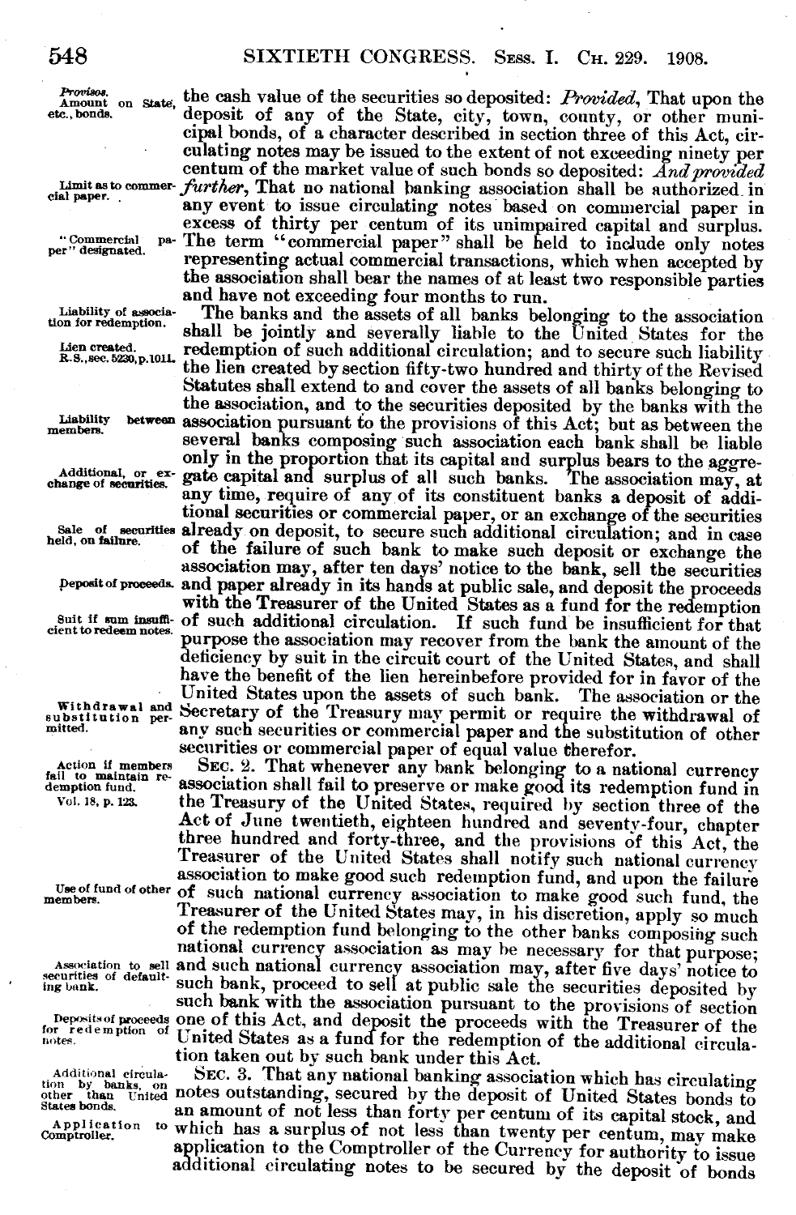the cash value of the securities so deposited: *Provided*, That upon the deposit of any of the State, city, town, county, or other municipal bonds, of a character described in section three of this Act, circulating notes may be issued to the extent of not exceeding ninety per centum of the market value of such bonds so deposited: *And provided further*, That no national banking association shall be authorized in any event to issue circulating notes based on commercial paper in excess of thirty per centum of its unimpaired capital and surplus. The term "commercial paper" shall be held to include only notes representing actual commercial transactions, which when accepted by the association shall bear the names of at least two responsible parties and have not exceeding four months to run.

Provisos. Amount on State, etc., bonds.

Limit as to commercial paper.

"Commercial paper" designated.

Liability of association for redemption.

Lien created. R. S., sec. 5230, p. 1011.

The banks and the assets of all banks belonging to the association shall be jointly and severally liable to the United States for the redemption of such additional circulation; and to secure such liability the lien created by section fifty-two hundred and thirty of the Revised Statutes shall extend to and cover the assets of all banks belonging to the association, and to the securities deposited by the banks with the association pursuant to the provisions of this Act; but as between the several banks composing such association each bank shall be liable only in the proportion that its capital and surplus bears to the aggregate capital and surplus of all such banks. The association may, at any time, require of any of its constituent banks a deposit of additional securities or commercial paper, or an exchange of the securities already on deposit, to secure such additional circulation; and in case of the failure of such bank to make such deposit or exchange the association may, after ten days' notice to the bank, sell the securities and paper already in its hands at public sale, and deposit the proceeds with the Treasurer of the United States as a fund for the redemption of such additional circulation. If such fund be insufficient for that purpose the association may recover from the bank the amount of the deficiency by suit in the circuit court of the United States, and shall have the benefit of the lien hereinbefore provided for in favor of the United States upon the assets of such bank. The association or the Secretary of the Treasury may permit or require the withdrawal of any such securities or commercial paper and the substitution of other securities or commercial paper of equal value therefor.

Liability between members.

Additional, or exchange of securities.

Sale of securities held, on failure.

Deposit of proceeds.

Suit if sum insufficient to redeem notes.

Withdrawal and substitution permitted.

Action if members fail to maintain redemption fund.

Vol. 18, p. 123.

SEC. 2. That whenever any bank belonging to a national currency association shall fail to preserve or make good its redemption fund in the Treasury of the United States, required by section three of the Act of June twentieth, eighteen hundred and seventy-four, chapter three hundred and forty-three, and the provisions of this Act, the Treasurer of the United States shall notify such national currency association to make good such redemption fund, and upon the failure of such national currency association to make good such fund, the Treasurer of the United States may, in his discretion, apply so much of the redemption fund belonging to the other banks composing such national currency association as may be necessary for that purpose; and such national currency association may, after five days' notice to such bank, proceed to sell at public sale the securities deposited by such bank with the association pursuant to the provisions of section one of this Act, and deposit the proceeds with the Treasurer of the United States as a fund for the redemption of the additional circulation taken out by such bank under this Act.

Use of fund of other members.

Association to sell securities of defaulting bank.

Deposits of proceeds for redemption of notes.

Additional circulation by banks, on other than United States bonds.

Application to Comptroller.

SEC. 3. That any national banking association which has circulating notes outstanding, secured by the deposit of United States bonds to an amount of not less than forty per centum of its capital stock, and which has a surplus of not less than twenty per centum, may make application to the Comptroller of the Currency for authority to issue additional circulating notes to be secured by the deposit of bonds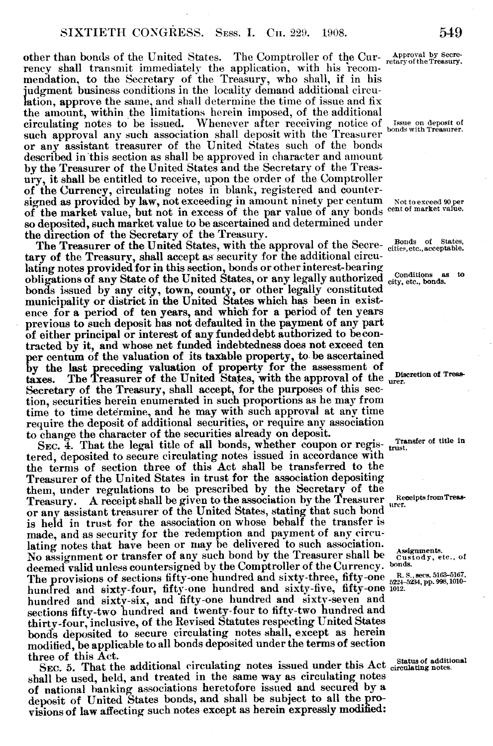other than bonds of the United States. The Comptroller of the Currency shall transmit immediately the application, with his recommendation, to the Secretary of the Treasury, who shall, if in his judgment business conditions in the locality demand additional circulation, approve the same, and shall determine the time of issue and fix the amount, within the limitations herein imposed, of the additional circulating notes to be issued. Whenever after receiving notice of such approval any such association shall deposit with the Treasurer or any assistant treasurer of the United States such of the bonds described in this section as shall be approved in character and amount by the Treasurer of the United States and the Secretary of the Treasury, it shall be entitled to receive, upon the order of the Comptroller of the Currency, circulating notes in blank, registered and countersigned as provided by law, not exceeding in amount ninety per centum of the market value, but not in excess of the par value of any bonds so deposited, such market value to be ascertained and determined under the direction of the Secretary of the Treasury.

*Approval by Secretary of the Treasury.*

*Issue on deposit of bonds with Treasurer.*

*Not to exceed 90 per cent of market value.*

The Treasurer of the United States, with the approval of the Secretary of the Treasury, shall accept as security for the additional circulating notes provided for in this section, bonds or other interest-bearing obligations of any State of the United States, or any legally authorized bonds issued by any city, town, county, or other legally constituted municipality or district in the United States which has been in existence for a period of ten years, and which for a period of ten years previous to such deposit has not defaulted in the payment of any part of either principal or interest of any funded debt authorized to be contracted by it, and whose net funded indebtedness does not exceed ten per centum of the valuation of its taxable property, to be ascertained by the last preceding valuation of property for the assessment of taxes. The Treasurer of the United States, with the approval of the Secretary of the Treasury, shall accept, for the purposes of this section, securities herein enumerated in such proportions as he may from time to time determine, and he may with such approval at any time require the deposit of additional securities, or require any association to change the character of the securities already on deposit.

*Bonds of States, cities, etc., acceptable.*

*Conditions as to city, etc., bonds.*

*Discretion of Treasurer.*

SEC. 4. That the legal title of all bonds, whether coupon or registered, deposited to secure circulating notes issued in accordance with the terms of section three of this Act shall be transferred to the Treasurer of the United States in trust for the association depositing them, under regulations to be prescribed by the Secretary of the Treasury. A receipt shall be given to the association by the Treasurer or any assistant treasurer of the United States, stating that such bond is held in trust for the association on whose behalf the transfer is made, and as security for the redemption and payment of any circulating notes that have been or may be delivered to such association. No assignment or transfer of any such bond by the Treasurer shall be deemed valid unless countersigned by the Comptroller of the Currency. The provisions of sections fifty-one hundred and sixty-three, fifty-one hundred and sixty-four, fifty-one hundred and sixty-five, fifty-one hundred and sixty-six, and fifty-one hundred and sixty-seven and sections fifty-two hundred and twenty-four to fifty-two hundred and thirty-four, inclusive, of the Revised Statutes respecting United States bonds deposited to secure circulating notes shall, except as herein modified, be applicable to all bonds deposited under the terms of section three of this Act.

*Transfer of title in trust.*

*Receipts from Treasurer.*

*Assignments.*

*Custody, etc., of bonds.*

*R. S., secs. 5163–5167, 5224–5234, pp. 998, 1010–1012.*

SEC. 5. That the additional circulating notes issued under this Act shall be used, held, and treated in the same way as circulating notes of national banking associations heretofore issued and secured by a deposit of United States bonds, and shall be subject to all the provisions of law affecting such notes except as herein expressly modified:

*Status of additional circulating notes.*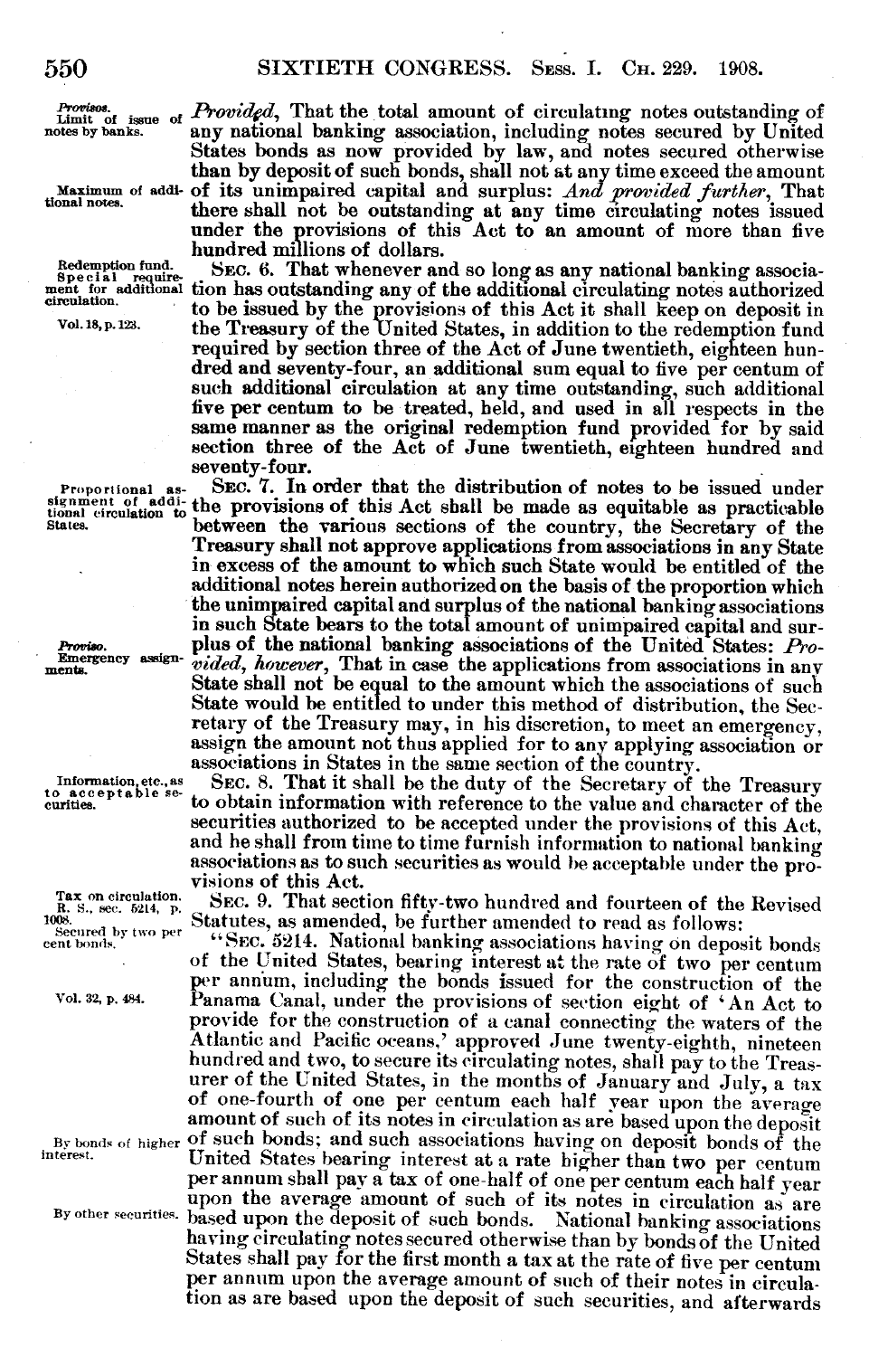*Provisos.*
Limit of issue of notes by banks.

*Provided*, That the total amount of circulating notes outstanding of any national banking association, including notes secured by United States bonds as now provided by law, and notes secured otherwise than by deposit of such bonds, shall not at any time exceed the amount of its unimpaired capital and surplus: *And provided further*, That there shall not be outstanding at any time circulating notes issued under the provisions of this Act to an amount of more than five hundred millions of dollars.

Maximum of additional notes.

Redemption fund.
Special requirement for additional circulation.
Vol. 18, p. 123.

SEC. 6. That whenever and so long as any national banking association has outstanding any of the additional circulating notes authorized to be issued by the provisions of this Act it shall keep on deposit in the Treasury of the United States, in addition to the redemption fund required by section three of the Act of June twentieth, eighteen hundred and seventy-four, an additional sum equal to five per centum of such additional circulation at any time outstanding, such additional five per centum to be treated, held, and used in all respects in the same manner as the original redemption fund provided for by said section three of the Act of June twentieth, eighteen hundred and seventy-four.

Proportional assignment of additional circulation to States.

SEC. 7. In order that the distribution of notes to be issued under the provisions of this Act shall be made as equitable as practicable between the various sections of the country, the Secretary of the Treasury shall not approve applications from associations in any State in excess of the amount to which such State would be entitled of the additional notes herein authorized on the basis of the proportion which the unimpaired capital and surplus of the national banking associations in such State bears to the total amount of unimpaired capital and surplus of the national banking associations of the United States: *Provided, however*, That in case the applications from associations in any State shall not be equal to the amount which the associations of such State would be entitled to under this method of distribution, the Secretary of the Treasury may, in his discretion, to meet an emergency, assign the amount not thus applied for to any applying association or associations in States in the same section of the country.

*Proviso.*
Emergency assignments.

Information, etc., as to acceptable securities.

SEC. 8. That it shall be the duty of the Secretary of the Treasury to obtain information with reference to the value and character of the securities authorized to be accepted under the provisions of this Act, and he shall from time to time furnish information to national banking associations as to such securities as would be acceptable under the provisions of this Act.

Tax on circulation.
R. S., sec. 5214, p. 1008.
Secured by two per cent bonds.

SEC. 9. That section fifty-two hundred and fourteen of the Revised Statutes, as amended, be further amended to read as follows:

Vol. 32, p. 484.

"SEC. 5214. National banking associations having on deposit bonds of the United States, bearing interest at the rate of two per centum per annum, including the bonds issued for the construction of the Panama Canal, under the provisions of section eight of 'An Act to provide for the construction of a canal connecting the waters of the Atlantic and Pacific oceans,' approved June twenty-eighth, nineteen hundred and two, to secure its circulating notes, shall pay to the Treasurer of the United States, in the months of January and July, a tax of one-fourth of one per centum each half year upon the average amount of such of its notes in circulation as are based upon the deposit of such bonds; and such associations having on deposit bonds of the United States bearing interest at a rate higher than two per centum per annum shall pay a tax of one-half of one per centum each half year upon the average amount of such of its notes in circulation as are based upon the deposit of such bonds. National banking associations having circulating notes secured otherwise than by bonds of the United States shall pay for the first month a tax at the rate of five per centum per annum upon the average amount of such of their notes in circulation as are based upon the deposit of such securities, and afterwards

By bonds of higher interest.

By other securities.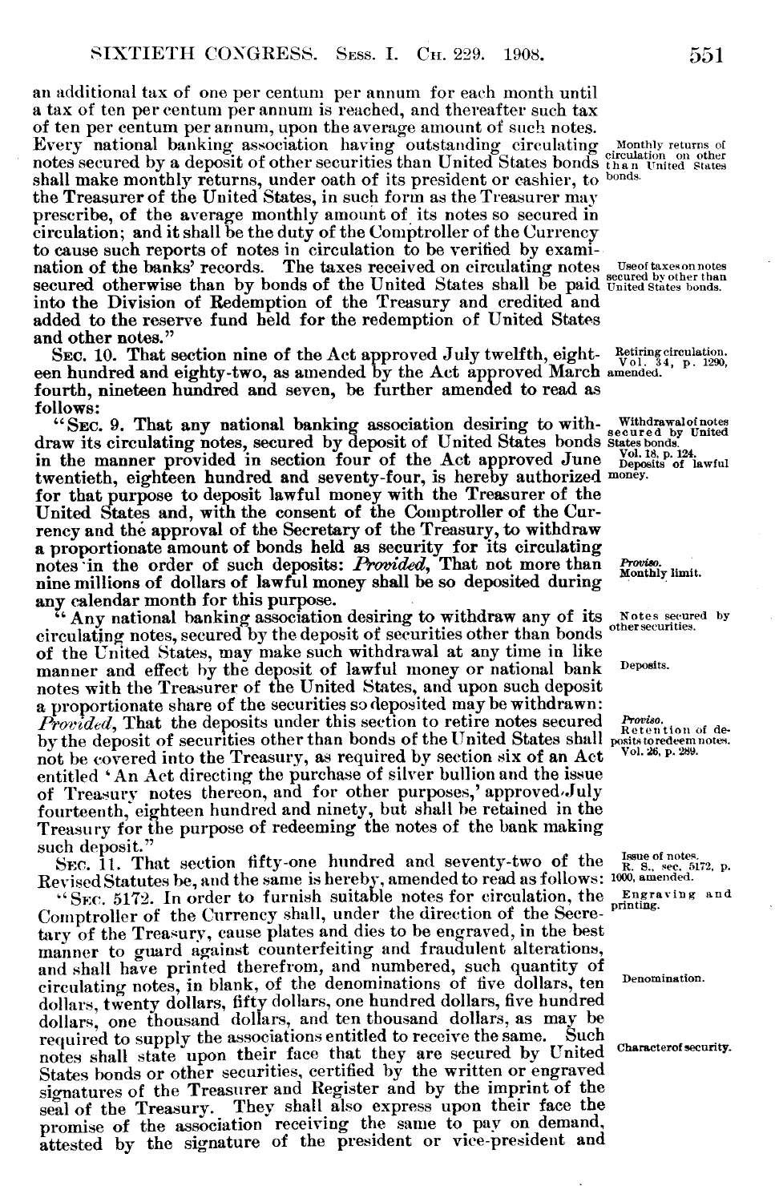an additional tax of one per centum per annum for each month until a tax of ten per centum per annum is reached, and thereafter such tax of ten per centum per annum, upon the average amount of such notes. Every national banking association having outstanding circulating notes secured by a deposit of other securities than United States bonds shall make monthly returns, under oath of its president or cashier, to the Treasurer of the United States, in such form as the Treasurer may prescribe, of the average monthly amount of its notes so secured in circulation; and it shall be the duty of the Comptroller of the Currency to cause such reports of notes in circulation to be verified by examination of the banks' records. The taxes received on circulating notes secured otherwise than by bonds of the United States shall be paid into the Division of Redemption of the Treasury and credited and added to the reserve fund held for the redemption of United States and other notes."

Monthly returns of circulation on other than United States bonds.

Use of taxes on notes secured by other than United States bonds.

SEC. 10. That section nine of the Act approved July twelfth, eighteen hundred and eighty-two, as amended by the Act approved March fourth, nineteen hundred and seven, be further amended to read as follows:

Retiring circulation. Vol. 34, p. 1290, amended.

"SEC. 9. That any national banking association desiring to withdraw its circulating notes, secured by deposit of United States bonds in the manner provided in section four of the Act approved June twentieth, eighteen hundred and seventy-four, is hereby authorized for that purpose to deposit lawful money with the Treasurer of the United States and, with the consent of the Comptroller of the Currency and the approval of the Secretary of the Treasury, to withdraw a proportionate amount of bonds held as security for its circulating notes in the order of such deposits: *Provided*, That not more than nine millions of dollars of lawful money shall be so deposited during any calendar month for this purpose.

Withdrawal of notes secured by United States bonds. Vol. 18, p. 124. Deposits of lawful money.

*Proviso.* Monthly limit.

"Any national banking association desiring to withdraw any of its circulating notes, secured by the deposit of securities other than bonds of the United States, may make such withdrawal at any time in like manner and effect by the deposit of lawful money or national bank notes with the Treasurer of the United States, and upon such deposit a proportionate share of the securities so deposited may be withdrawn: *Provided*, That the deposits under this section to retire notes secured by the deposit of securities other than bonds of the United States shall not be covered into the Treasury, as required by section six of an Act entitled 'An Act directing the purchase of silver bullion and the issue of Treasury notes thereon, and for other purposes,' approved July fourteenth, eighteen hundred and ninety, but shall be retained in the Treasury for the purpose of redeeming the notes of the bank making such deposit."

Notes secured by other securities.

Deposits.

*Proviso.* Retention of deposits to redeem notes. Vol. 26, p. 289.

SEC. 11. That section fifty-one hundred and seventy-two of the Revised Statutes be, and the same is hereby, amended to read as follows:

Issue of notes. R. S., sec. 5172, p. 1000, amended.

"SEC. 5172. In order to furnish suitable notes for circulation, the Comptroller of the Currency shall, under the direction of the Secretary of the Treasury, cause plates and dies to be engraved, in the best manner to guard against counterfeiting and fraudulent alterations, and shall have printed therefrom, and numbered, such quantity of circulating notes, in blank, of the denominations of five dollars, ten dollars, twenty dollars, fifty dollars, one hundred dollars, five hundred dollars, one thousand dollars, and ten thousand dollars, as may be required to supply the associations entitled to receive the same. Such notes shall state upon their face that they are secured by United States bonds or other securities, certified by the written or engraved signatures of the Treasurer and Register and by the imprint of the seal of the Treasury. They shall also express upon their face the promise of the association receiving the same to pay on demand, attested by the signature of the president or vice-president and

Engraving and printing.

Denomination.

Character of security.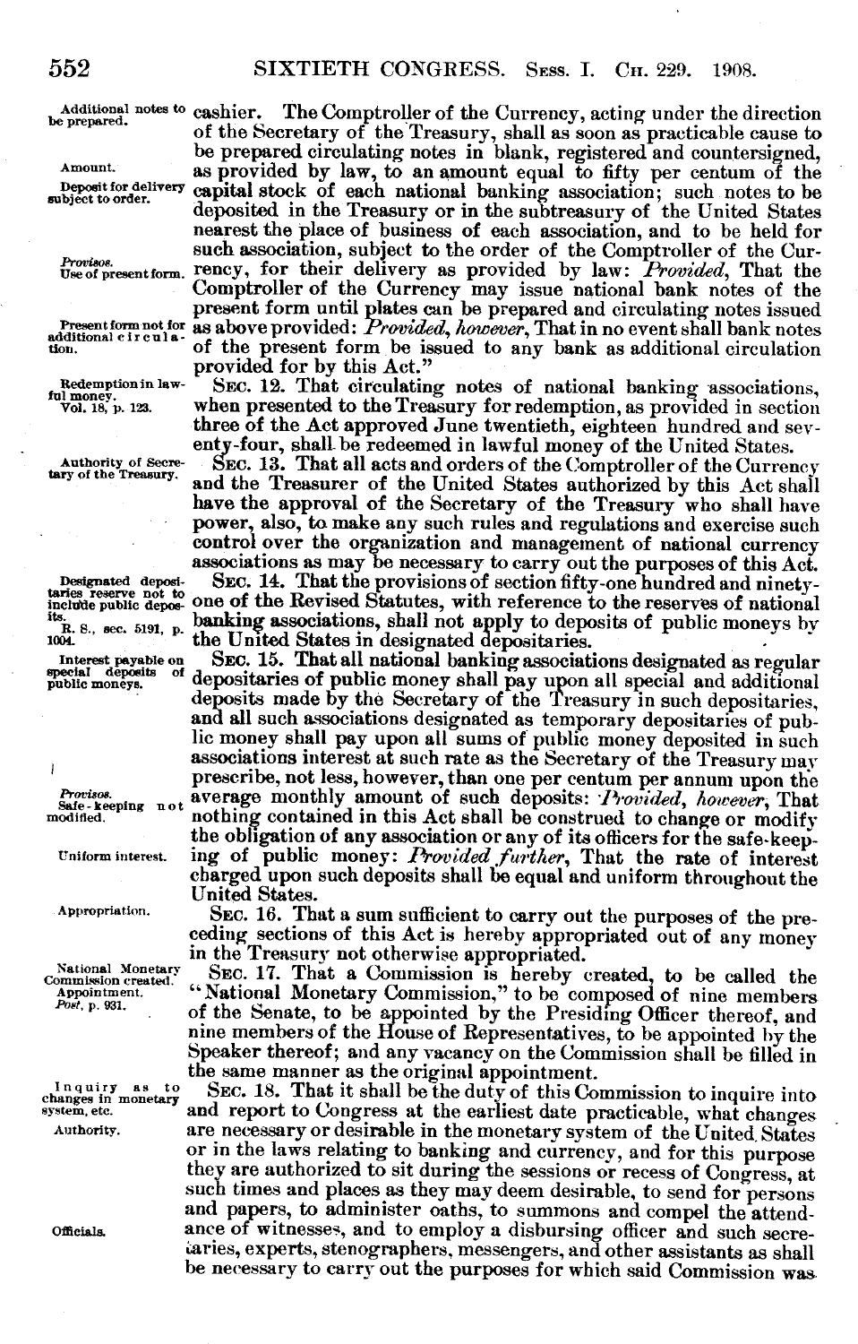Additional notes to be prepared.

cashier. The Comptroller of the Currency, acting under the direction of the Secretary of the Treasury, shall as soon as practicable cause to be prepared circulating notes in blank, registered and countersigned, as provided by law, to an amount equal to fifty per centum of the capital stock of each national banking association; such notes to be deposited in the Treasury or in the subtreasury of the United States nearest the place of business of each association, and to be held for such association, subject to the order of the Comptroller of the Currency, for their delivery as provided by law: *Provided*, That the Comptroller of the Currency may issue national bank notes of the present form until plates can be prepared and circulating notes issued as above provided: *Provided, however*, That in no event shall bank notes of the present form be issued to any bank as additional circulation provided for by this Act."

Amount.

Deposit for delivery subject to order.

*Provisos.*
Use of present form.

Present form not for additional circulation.

Redemption in lawful money.
Vol. 18, p. 123.

SEC. 12. That circulating notes of national banking associations, when presented to the Treasury for redemption, as provided in section three of the Act approved June twentieth, eighteen hundred and seventy-four, shall be redeemed in lawful money of the United States.

Authority of Secretary of the Treasury.

SEC. 13. That all acts and orders of the Comptroller of the Currency and the Treasurer of the United States authorized by this Act shall have the approval of the Secretary of the Treasury who shall have power, also, to make any such rules and regulations and exercise such control over the organization and management of national currency associations as may be necessary to carry out the purposes of this Act.

Designated depositaries reserve not to include public deposits.
R. S., sec. 5191, p. 1004.

SEC. 14. That the provisions of section fifty-one hundred and ninety-one of the Revised Statutes, with reference to the reserves of national banking associations, shall not apply to deposits of public moneys by the United States in designated depositaries.

Interest payable on special deposits of public moneys.

SEC. 15. That all national banking associations designated as regular depositaries of public money shall pay upon all special and additional deposits made by the Secretary of the Treasury in such depositaries, and all such associations designated as temporary depositaries of public money shall pay upon all sums of public money deposited in such associations interest at such rate as the Secretary of the Treasury may prescribe, not less, however, than one per centum per annum upon the average monthly amount of such deposits: *Provided, however*, That nothing contained in this Act shall be construed to change or modify the obligation of any association or any of its officers for the safe-keeping of public money: *Provided further*, That the rate of interest charged upon such deposits shall be equal and uniform throughout the United States.

*Provisos.*
Safe-keeping not modified.

Uniform interest.

Appropriation.

SEC. 16. That a sum sufficient to carry out the purposes of the preceding sections of this Act is hereby appropriated out of any money in the Treasury not otherwise appropriated.

National Monetary Commission created.
Appointment.
*Post*, p. 931.

SEC. 17. That a Commission is hereby created, to be called the "National Monetary Commission," to be composed of nine members of the Senate, to be appointed by the Presiding Officer thereof, and nine members of the House of Representatives, to be appointed by the Speaker thereof; and any vacancy on the Commission shall be filled in the same manner as the original appointment.

Inquiry as to changes in monetary system, etc.
Authority.

SEC. 18. That it shall be the duty of this Commission to inquire into and report to Congress at the earliest date practicable, what changes are necessary or desirable in the monetary system of the United States or in the laws relating to banking and currency, and for this purpose they are authorized to sit during the sessions or recess of Congress, at such times and places as they may deem desirable, to send for persons and papers, to administer oaths, to summons and compel the attendance of witnesses, and to employ a disbursing officer and such secretaries, experts, stenographers, messengers, and other assistants as shall be necessary to carry out the purposes for which said Commission was

Officials.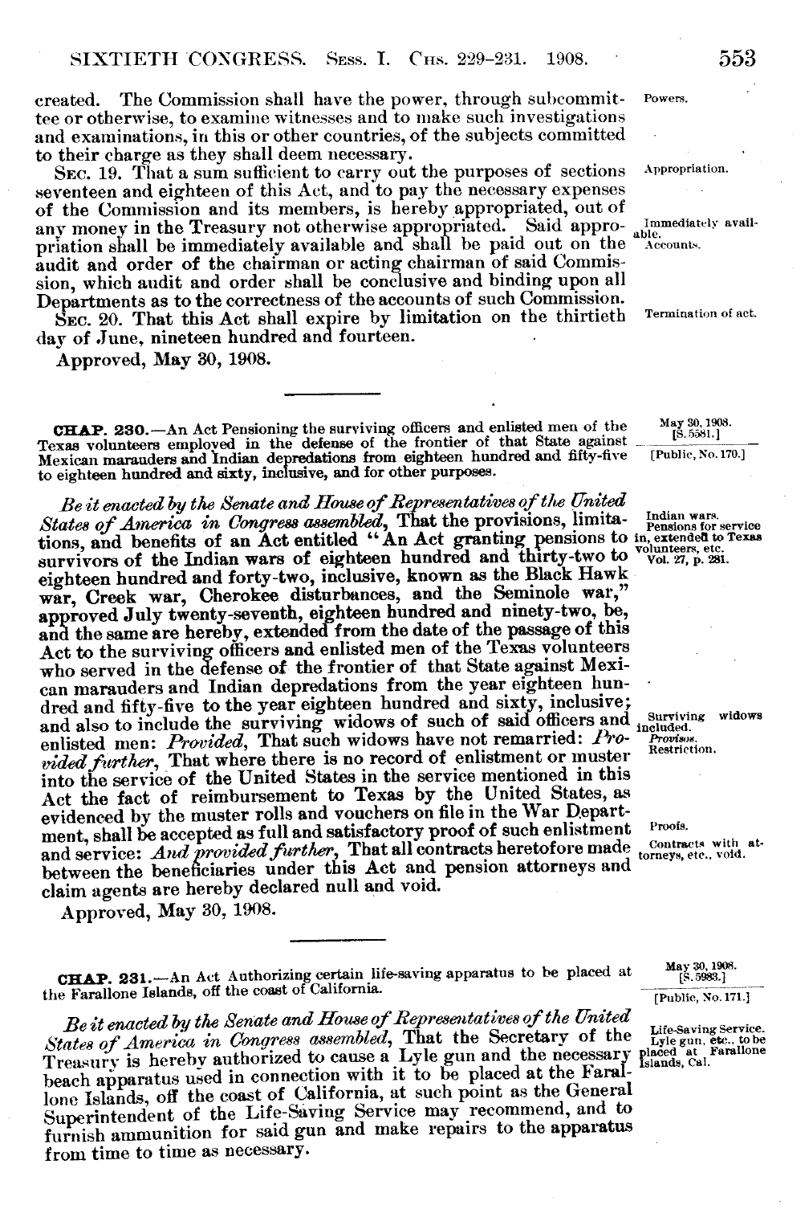created. The Commission shall have the power, through subcommittee or otherwise, to examine witnesses and to make such investigations and examinations, in this or other countries, of the subjects committed to their charge as they shall deem necessary.

Powers.

SEC. 19. That a sum sufficient to carry out the purposes of sections seventeen and eighteen of this Act, and to pay the necessary expenses of the Commission and its members, is hereby appropriated, out of any money in the Treasury not otherwise appropriated. Said appropriation shall be immediately available and shall be paid out on the audit and order of the chairman or acting chairman of said Commission, which audit and order shall be conclusive and binding upon all Departments as to the correctness of the accounts of such Commission.

Appropriation.

Immediately available.

Accounts.

SEC. 20. That this Act shall expire by limitation on the thirtieth day of June, nineteen hundred and fourteen.

Termination of act.

Approved, May 30, 1908.

---

May 30, 1908.
[S. 5581.]
[Public, No. 170.]

**CHAP. 230.**—An Act Pensioning the surviving officers and enlisted men of the Texas volunteers employed in the defense of the frontier of that State against Mexican marauders and Indian depredations from eighteen hundred and fifty-five to eighteen hundred and sixty, inclusive, and for other purposes.

*Be it enacted by the Senate and House of Representatives of the United States of America in Congress assembled*, That the provisions, limitations, and benefits of an Act entitled "An Act granting pensions to survivors of the Indian wars of eighteen hundred and thirty-two to eighteen hundred and forty-two, inclusive, known as the Black Hawk war, Creek war, Cherokee disturbances, and the Seminole war," approved July twenty-seventh, eighteen hundred and ninety-two, be, and the same are hereby, extended from the date of the passage of this Act to the surviving officers and enlisted men of the Texas volunteers who served in the defense of the frontier of that State against Mexican marauders and Indian depredations from the year eighteen hundred and fifty-five to the year eighteen hundred and sixty, inclusive; and also to include the surviving widows of such of said officers and enlisted men: *Provided*, That such widows have not remarried: *Provided further*, That where there is no record of enlistment or muster into the service of the United States in the service mentioned in this Act the fact of reimbursement to Texas by the United States, as evidenced by the muster rolls and vouchers on file in the War Department, shall be accepted as full and satisfactory proof of such enlistment and service: *And provided further*, That all contracts heretofore made between the beneficiaries under this Act and pension attorneys and claim agents are hereby declared null and void.

Indian wars.
Pensions for service in, extended to Texas volunteers, etc.
Vol. 27, p. 281.

Surviving widows included.
*Proviso.*
Restriction.

Proofs.

Contracts with attorneys, etc., void.

Approved, May 30, 1908.

---

May 30, 1908.
[S. 5983.]
[Public, No. 171.]

**CHAP. 231.**—An Act Authorizing certain life-saving apparatus to be placed at the Farallone Islands, off the coast of California.

*Be it enacted by the Senate and House of Representatives of the United States of America in Congress assembled*, That the Secretary of the Treasury is hereby authorized to cause a Lyle gun and the necessary beach apparatus used in connection with it to be placed at the Farallone Islands, off the coast of California, at such point as the General Superintendent of the Life-Saving Service may recommend, and to furnish ammunition for said gun and make repairs to the apparatus from time to time as necessary.

Life-Saving Service.
Lyle gun, etc., to be placed at Farallone Islands, Cal.